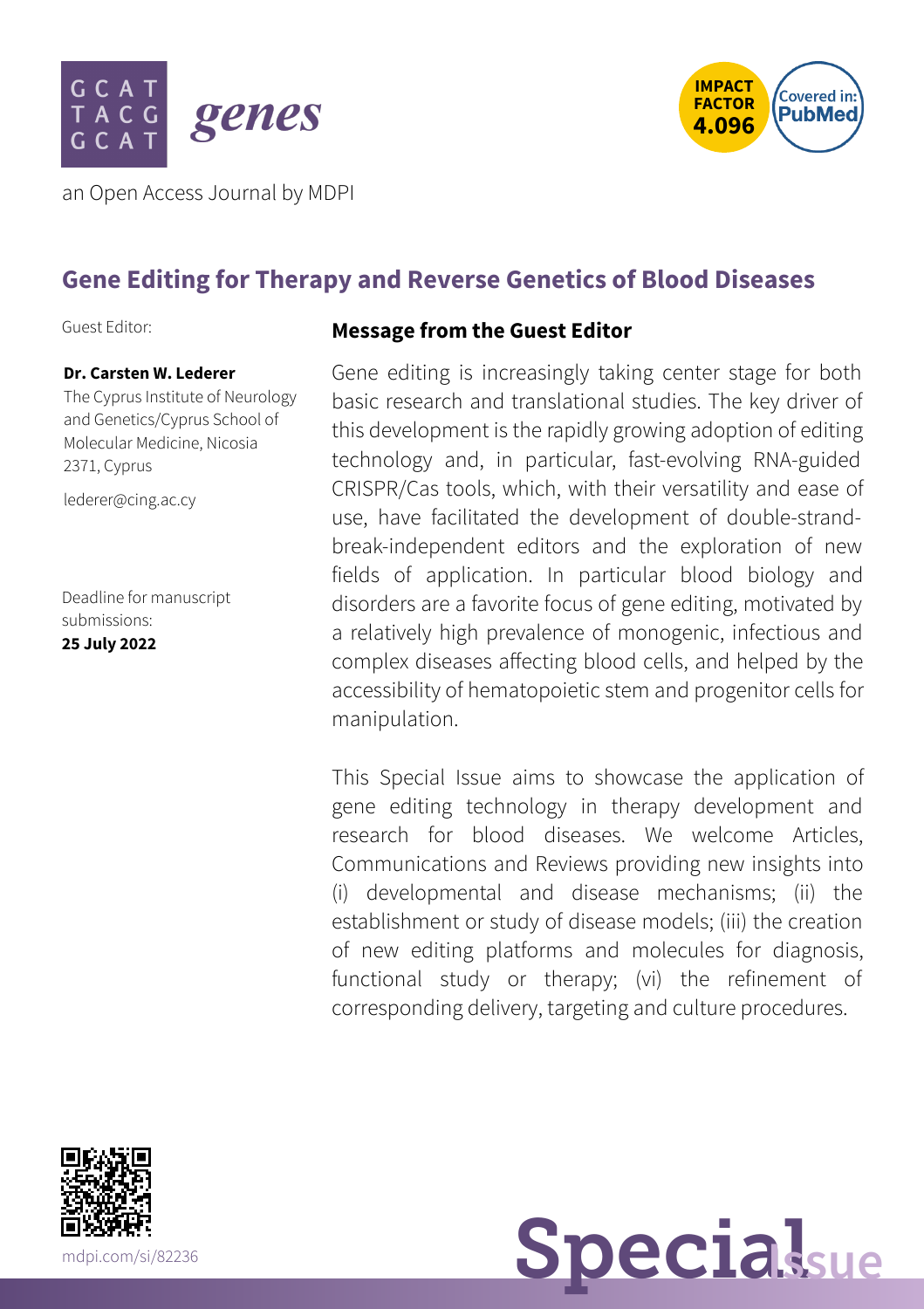**genes**

an Open Access Journal by MDPI

IMPACT FACTOR 4.096

Covered in: PubMed

## Gene Editing for Therapy and Reverse Genetics of Blood Diseases

Guest Editor:

**Dr. Carsten W. Lederer**
The Cyprus Institute of Neurology and Genetics/Cyprus School of Molecular Medicine, Nicosia 2371, Cyprus

lederer@cing.ac.cy

Deadline for manuscript submissions:
**25 July 2022**

### Message from the Guest Editor

Gene editing is increasingly taking center stage for both basic research and translational studies. The key driver of this development is the rapidly growing adoption of editing technology and, in particular, fast-evolving RNA-guided CRISPR/Cas tools, which, with their versatility and ease of use, have facilitated the development of double-strand-break-independent editors and the exploration of new fields of application. In particular blood biology and disorders are a favorite focus of gene editing, motivated by a relatively high prevalence of monogenic, infectious and complex diseases affecting blood cells, and helped by the accessibility of hematopoietic stem and progenitor cells for manipulation.

This Special Issue aims to showcase the application of gene editing technology in therapy development and research for blood diseases. We welcome Articles, Communications and Reviews providing new insights into (i) developmental and disease mechanisms; (ii) the establishment or study of disease models; (iii) the creation of new editing platforms and molecules for diagnosis, functional study or therapy; (vi) the refinement of corresponding delivery, targeting and culture procedures.

mdpi.com/si/82236

**Special Issue**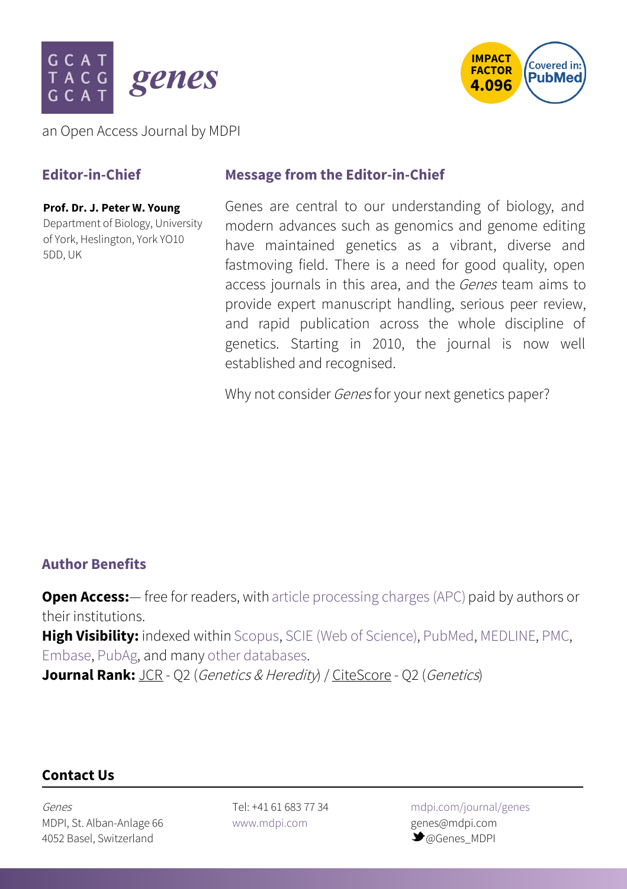GCAT TACG GCAT **genes**

IMPACT FACTOR 4.096

Covered in: PubMed

an Open Access Journal by MDPI

## Editor-in-Chief

**Prof. Dr. J. Peter W. Young**
Department of Biology, University of York, Heslington, York YO10 5DD, UK

## Message from the Editor-in-Chief

Genes are central to our understanding of biology, and modern advances such as genomics and genome editing have maintained genetics as a vibrant, diverse and fastmoving field. There is a need for good quality, open access journals in this area, and the *Genes* team aims to provide expert manuscript handling, serious peer review, and rapid publication across the whole discipline of genetics. Starting in 2010, the journal is now well established and recognised.

Why not consider *Genes* for your next genetics paper?

## Author Benefits

**Open Access:**— free for readers, with article processing charges (APC) paid by authors or their institutions.
**High Visibility:** indexed within Scopus, SCIE (Web of Science), PubMed, MEDLINE, PMC, Embase, PubAg, and many other databases.
**Journal Rank:** JCR - Q2 (*Genetics & Heredity*) / CiteScore - Q2 (*Genetics*)

## Contact Us

*Genes*
MDPI, St. Alban-Anlage 66
4052 Basel, Switzerland

Tel: +41 61 683 77 34
www.mdpi.com

mdpi.com/journal/genes
genes@mdpi.com
@Genes_MDPI